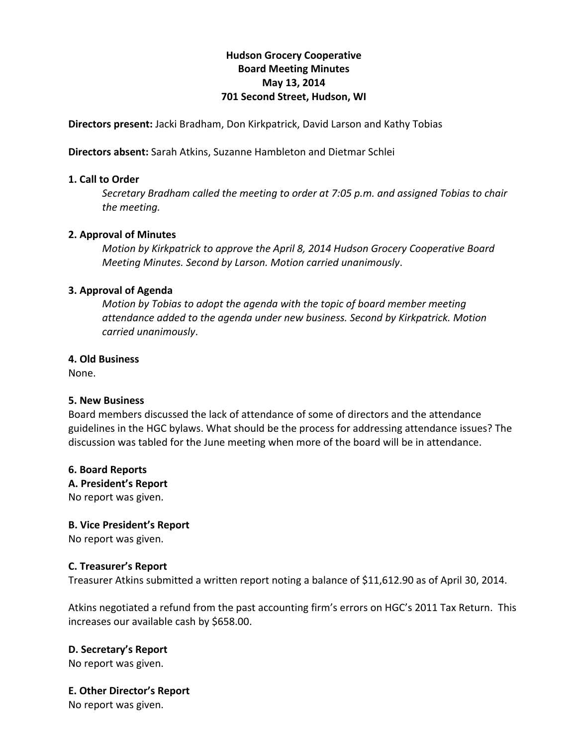**Hudson Grocery Cooperative**
**Board Meeting Minutes**
**May 13, 2014**
**701 Second Street, Hudson, WI**

**Directors present:** Jacki Bradham, Don Kirkpatrick, David Larson and Kathy Tobias

**Directors absent:** Sarah Atkins, Suzanne Hambleton and Dietmar Schlei

**1. Call to Order**

*Secretary Bradham called the meeting to order at 7:05 p.m. and assigned Tobias to chair the meeting.*

**2. Approval of Minutes**

*Motion by Kirkpatrick to approve the April 8, 2014 Hudson Grocery Cooperative Board Meeting Minutes. Second by Larson. Motion carried unanimously*.

**3. Approval of Agenda**

*Motion by Tobias to adopt the agenda with the topic of board member meeting attendance added to the agenda under new business. Second by Kirkpatrick. Motion carried unanimously*.

**4. Old Business**

None.

**5. New Business**

Board members discussed the lack of attendance of some of directors and the attendance guidelines in the HGC bylaws. What should be the process for addressing attendance issues? The discussion was tabled for the June meeting when more of the board will be in attendance.

**6. Board Reports**

**A. President's Report**

No report was given.

**B. Vice President's Report**

No report was given.

**C. Treasurer's Report**

Treasurer Atkins submitted a written report noting a balance of $11,612.90 as of April 30, 2014.

Atkins negotiated a refund from the past accounting firm's errors on HGC's 2011 Tax Return. This increases our available cash by $658.00.

**D. Secretary's Report**

No report was given.

**E. Other Director's Report**

No report was given.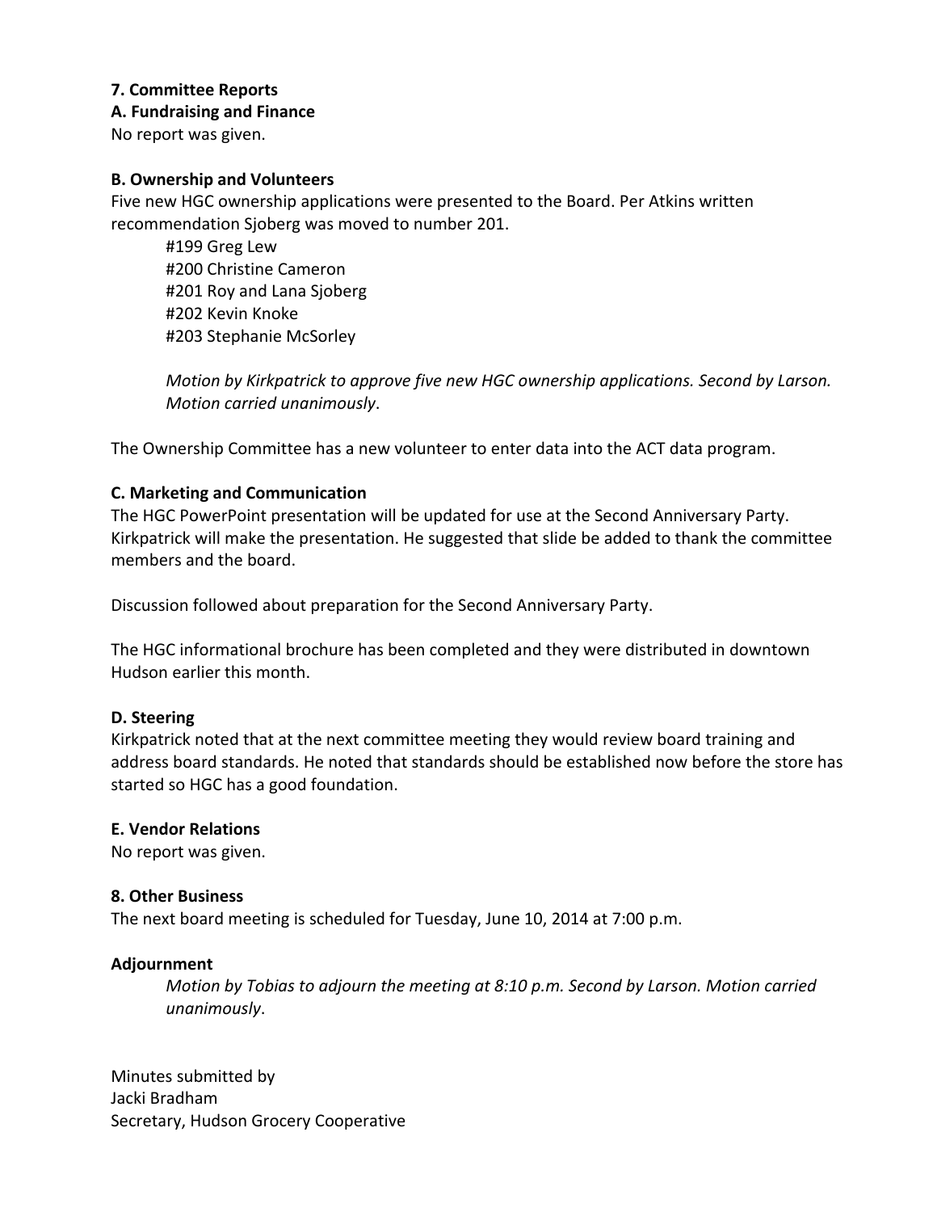**7. Committee Reports**

**A. Fundraising and Finance**

No report was given.

**B. Ownership and Volunteers**

Five new HGC ownership applications were presented to the Board. Per Atkins written recommendation Sjoberg was moved to number 201.

#199 Greg Lew
#200 Christine Cameron
#201 Roy and Lana Sjoberg
#202 Kevin Knoke
#203 Stephanie McSorley

*Motion by Kirkpatrick to approve five new HGC ownership applications. Second by Larson. Motion carried unanimously*.

The Ownership Committee has a new volunteer to enter data into the ACT data program.

**C. Marketing and Communication**

The HGC PowerPoint presentation will be updated for use at the Second Anniversary Party. Kirkpatrick will make the presentation. He suggested that slide be added to thank the committee members and the board.

Discussion followed about preparation for the Second Anniversary Party.

The HGC informational brochure has been completed and they were distributed in downtown Hudson earlier this month.

**D. Steering**

Kirkpatrick noted that at the next committee meeting they would review board training and address board standards. He noted that standards should be established now before the store has started so HGC has a good foundation.

**E. Vendor Relations**

No report was given.

**8. Other Business**

The next board meeting is scheduled for Tuesday, June 10, 2014 at 7:00 p.m.

**Adjournment**

*Motion by Tobias to adjourn the meeting at 8:10 p.m. Second by Larson. Motion carried unanimously*.

Minutes submitted by
Jacki Bradham
Secretary, Hudson Grocery Cooperative